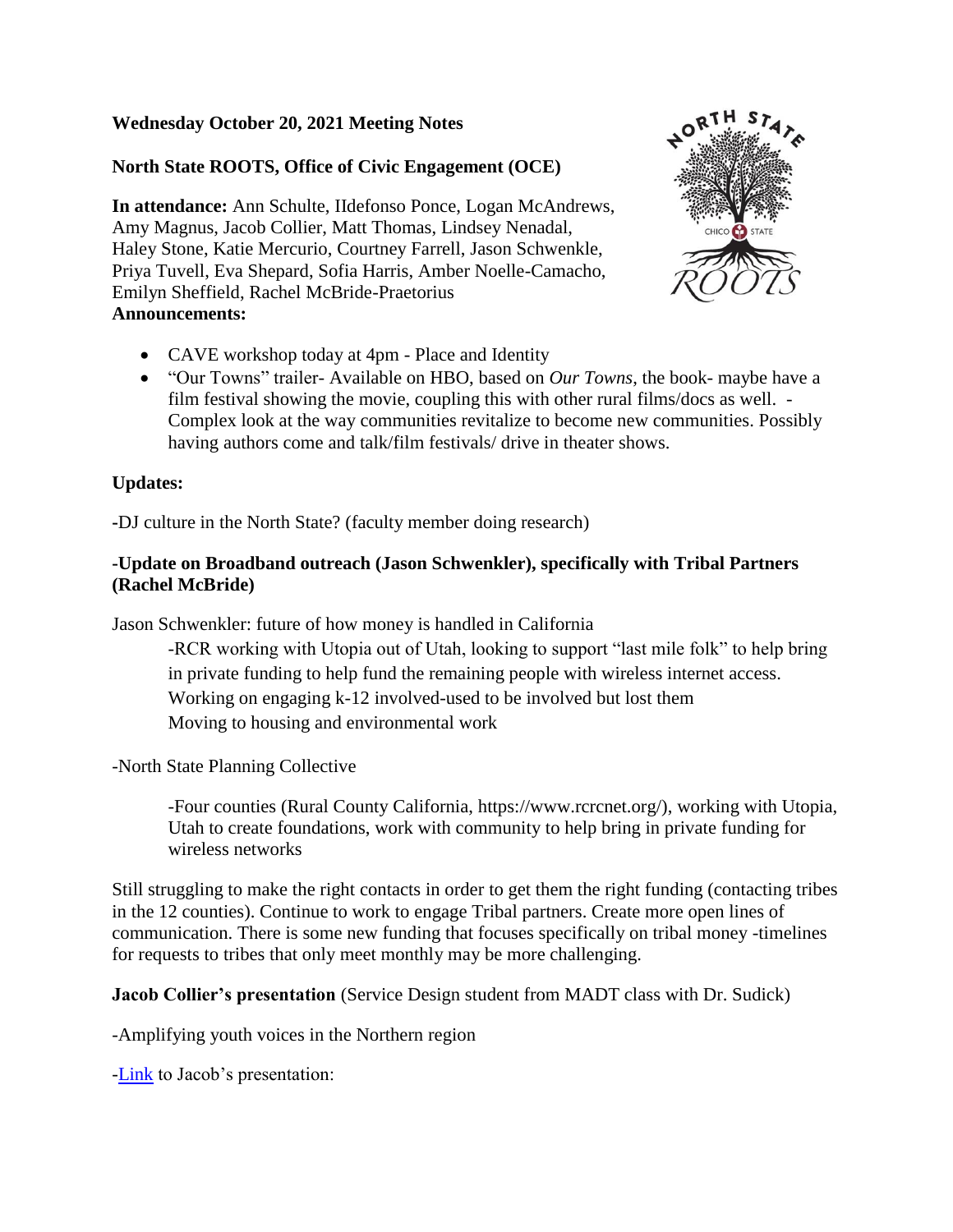**Wednesday October 20, 2021 Meeting Notes**

**North State ROOTS, Office of Civic Engagement (OCE)**

**In attendance:** Ann Schulte, IIdefonso Ponce, Logan McAndrews, Amy Magnus, Jacob Collier, Matt Thomas, Lindsey Nenadal, Haley Stone, Katie Mercurio, Courtney Farrell, Jason Schwenkle, Priya Tuvell, Eva Shepard, Sofia Harris, Amber Noelle-Camacho, Emilyn Sheffield, Rachel McBride-Praetorius

**Announcements:**

- CAVE workshop today at 4pm - Place and Identity
- "Our Towns" trailer- Available on HBO, based on *Our Towns*, the book- maybe have a film festival showing the movie, coupling this with other rural films/docs as well. - Complex look at the way communities revitalize to become new communities. Possibly having authors come and talk/film festivals/ drive in theater shows.

**Updates:**

-DJ culture in the North State? (faculty member doing research)

**-Update on Broadband outreach (Jason Schwenkler), specifically with Tribal Partners (Rachel McBride)**

Jason Schwenkler: future of how money is handled in California

> -RCR working with Utopia out of Utah, looking to support "last mile folk" to help bring in private funding to help fund the remaining people with wireless internet access.
> Working on engaging k-12 involved-used to be involved but lost them
> Moving to housing and environmental work

-North State Planning Collective

> -Four counties (Rural County California, https://www.rcrcnet.org/), working with Utopia, Utah to create foundations, work with community to help bring in private funding for wireless networks

Still struggling to make the right contacts in order to get them the right funding (contacting tribes in the 12 counties). Continue to work to engage Tribal partners. Create more open lines of communication. There is some new funding that focuses specifically on tribal money -timelines for requests to tribes that only meet monthly may be more challenging.

**Jacob Collier's presentation** (Service Design student from MADT class with Dr. Sudick)

-Amplifying youth voices in the Northern region

-Link to Jacob's presentation: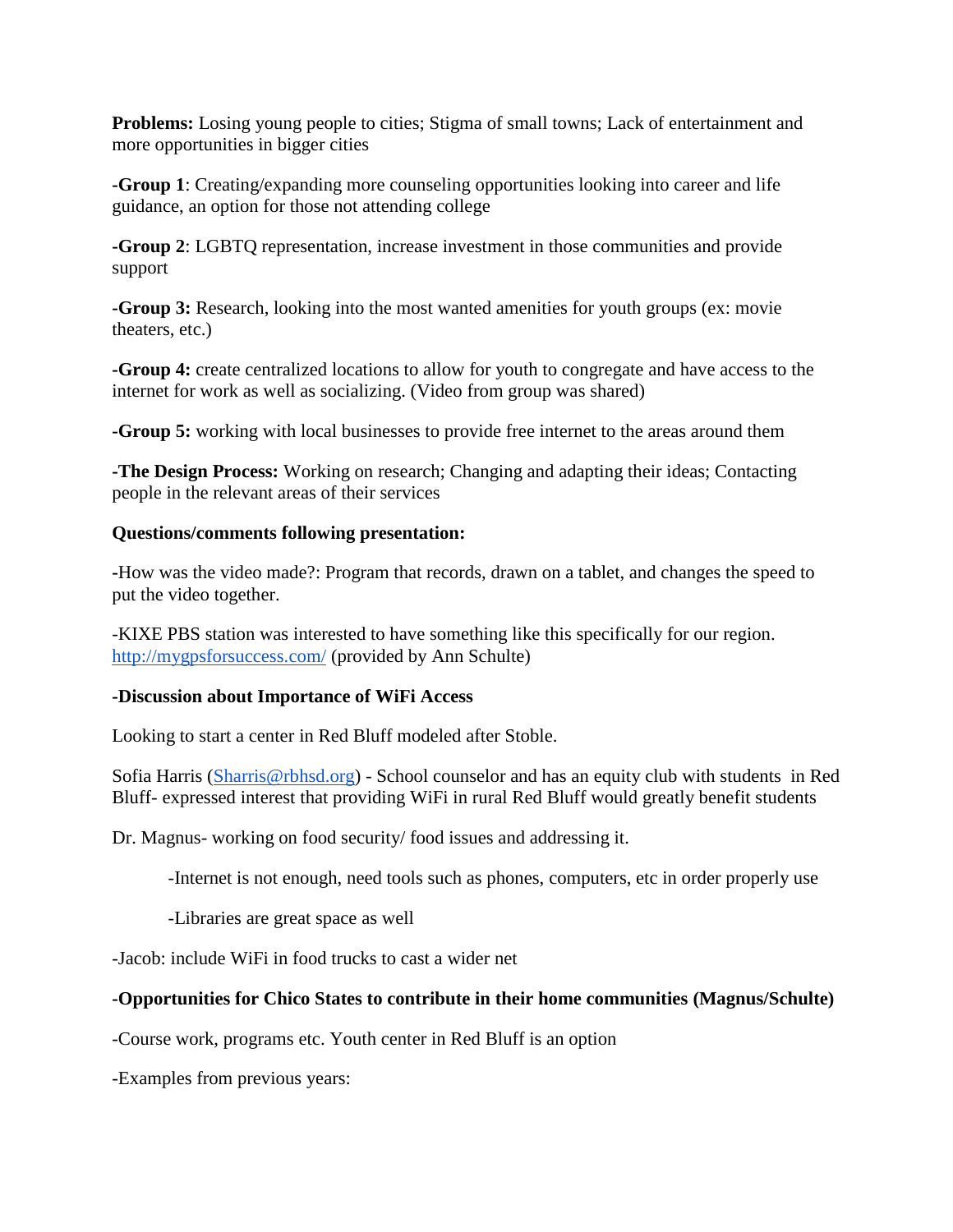**Problems:** Losing young people to cities; Stigma of small towns; Lack of entertainment and more opportunities in bigger cities

-**Group 1**: Creating/expanding more counseling opportunities looking into career and life guidance, an option for those not attending college

-**Group 2**: LGBTQ representation, increase investment in those communities and provide support

-**Group 3:** Research, looking into the most wanted amenities for youth groups (ex: movie theaters, etc.)

-**Group 4:** create centralized locations to allow for youth to congregate and have access to the internet for work as well as socializing. (Video from group was shared)

-**Group 5:** working with local businesses to provide free internet to the areas around them

-**The Design Process:** Working on research; Changing and adapting their ideas; Contacting people in the relevant areas of their services

**Questions/comments following presentation:**

-How was the video made?: Program that records, drawn on a tablet, and changes the speed to put the video together.

-KIXE PBS station was interested to have something like this specifically for our region. [http://mygpsforsuccess.com/](http://mygpsforsuccess.com/) (provided by Ann Schulte)

**-Discussion about Importance of WiFi Access**

Looking to start a center in Red Bluff modeled after Stoble.

Sofia Harris ([Sharris@rbhsd.org](mailto:Sharris@rbhsd.org)) - School counselor and has an equity club with students in Red Bluff- expressed interest that providing WiFi in rural Red Bluff would greatly benefit students

Dr. Magnus- working on food security/ food issues and addressing it.

> -Internet is not enough, need tools such as phones, computers, etc in order properly use
>
> -Libraries are great space as well

-Jacob: include WiFi in food trucks to cast a wider net

**-Opportunities for Chico States to contribute in their home communities (Magnus/Schulte)**

-Course work, programs etc. Youth center in Red Bluff is an option

-Examples from previous years: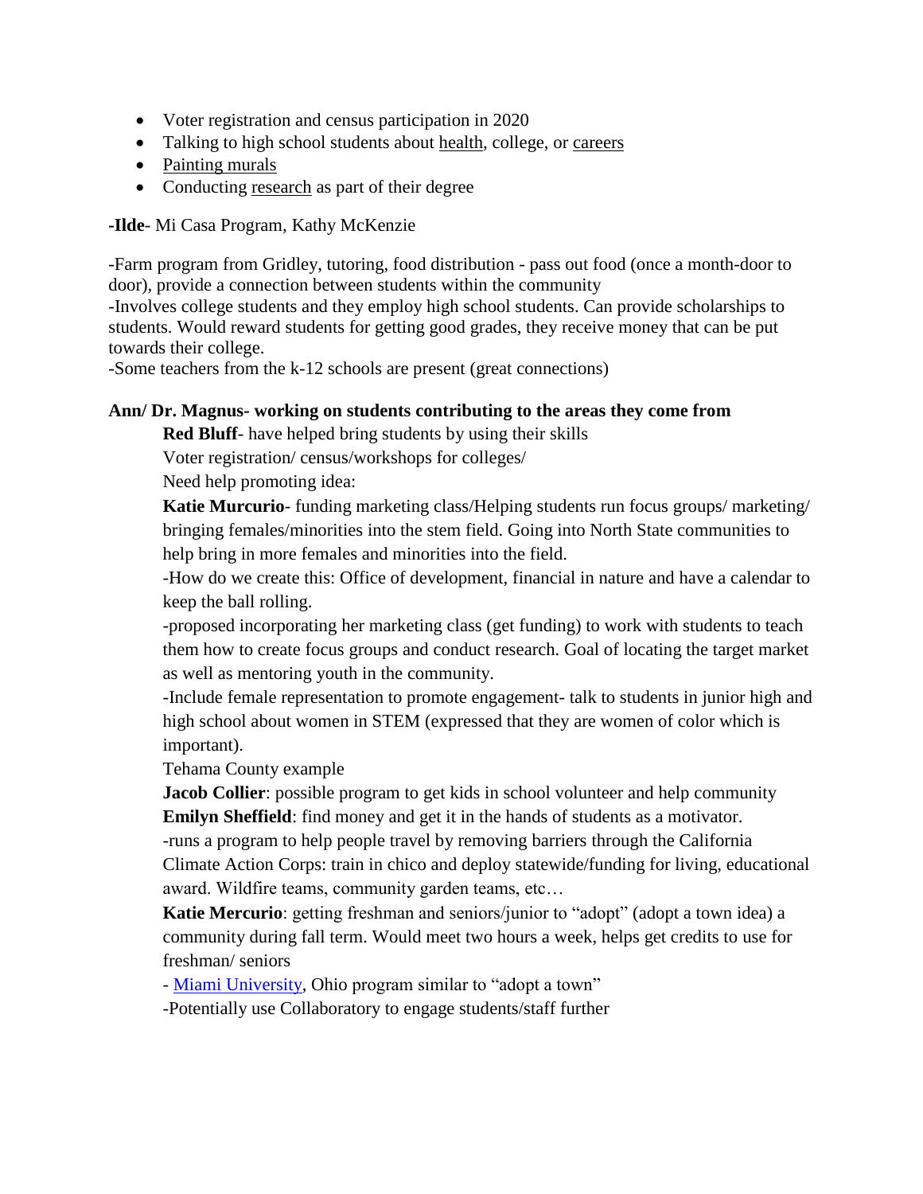- Voter registration and census participation in 2020
- Talking to high school students about health, college, or careers
- Painting murals
- Conducting research as part of their degree

**-Ilde**- Mi Casa Program, Kathy McKenzie

-Farm program from Gridley, tutoring, food distribution - pass out food (once a month-door to door), provide a connection between students within the community
-Involves college students and they employ high school students. Can provide scholarships to students. Would reward students for getting good grades, they receive money that can be put towards their college.
-Some teachers from the k-12 schools are present (great connections)

**Ann/ Dr. Magnus- working on students contributing to the areas they come from**

**Red Bluff**- have helped bring students by using their skills

Voter registration/ census/workshops for colleges/

Need help promoting idea:

**Katie Murcurio**- funding marketing class/Helping students run focus groups/ marketing/ bringing females/minorities into the stem field. Going into North State communities to help bring in more females and minorities into the field.

-How do we create this: Office of development, financial in nature and have a calendar to keep the ball rolling.

-proposed incorporating her marketing class (get funding) to work with students to teach them how to create focus groups and conduct research. Goal of locating the target market as well as mentoring youth in the community.

-Include female representation to promote engagement- talk to students in junior high and high school about women in STEM (expressed that they are women of color which is important).

Tehama County example

**Jacob Collier**: possible program to get kids in school volunteer and help community

**Emilyn Sheffield**: find money and get it in the hands of students as a motivator.

-runs a program to help people travel by removing barriers through the California Climate Action Corps: train in chico and deploy statewide/funding for living, educational award. Wildfire teams, community garden teams, etc…

**Katie Mercurio**: getting freshman and seniors/junior to "adopt" (adopt a town idea) a community during fall term. Would meet two hours a week, helps get credits to use for freshman/ seniors

- Miami University, Ohio program similar to "adopt a town"

-Potentially use Collaboratory to engage students/staff further